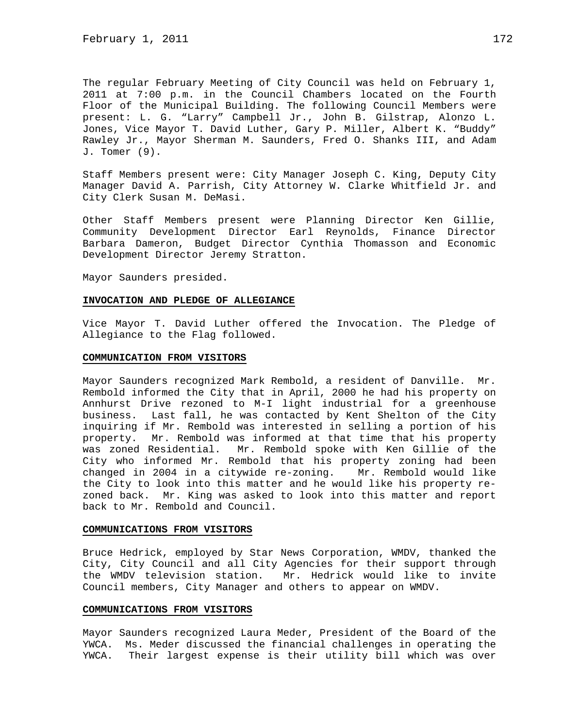The regular February Meeting of City Council was held on February 1, 2011 at 7:00 p.m. in the Council Chambers located on the Fourth Floor of the Municipal Building. The following Council Members were present: L. G. "Larry" Campbell Jr., John B. Gilstrap, Alonzo L. Jones, Vice Mayor T. David Luther, Gary P. Miller, Albert K. "Buddy" Rawley Jr., Mayor Sherman M. Saunders, Fred O. Shanks III, and Adam J. Tomer (9).

Staff Members present were: City Manager Joseph C. King, Deputy City Manager David A. Parrish, City Attorney W. Clarke Whitfield Jr. and City Clerk Susan M. DeMasi.

Other Staff Members present were Planning Director Ken Gillie, Community Development Director Earl Reynolds, Finance Director Barbara Dameron, Budget Director Cynthia Thomasson and Economic Development Director Jeremy Stratton.

Mayor Saunders presided.

**INVOCATION AND PLEDGE OF ALLEGIANCE**

Vice Mayor T. David Luther offered the Invocation. The Pledge of Allegiance to the Flag followed.

**COMMUNICATION FROM VISITORS**

Mayor Saunders recognized Mark Rembold, a resident of Danville. Mr. Rembold informed the City that in April, 2000 he had his property on Annhurst Drive rezoned to M-I light industrial for a greenhouse business. Last fall, he was contacted by Kent Shelton of the City inquiring if Mr. Rembold was interested in selling a portion of his property. Mr. Rembold was informed at that time that his property was zoned Residential. Mr. Rembold spoke with Ken Gillie of the City who informed Mr. Rembold that his property zoning had been changed in 2004 in a citywide re-zoning. Mr. Rembold would like the City to look into this matter and he would like his property re-zoned back. Mr. King was asked to look into this matter and report back to Mr. Rembold and Council.

**COMMUNICATIONS FROM VISITORS**

Bruce Hedrick, employed by Star News Corporation, WMDV, thanked the City, City Council and all City Agencies for their support through the WMDV television station. Mr. Hedrick would like to invite Council members, City Manager and others to appear on WMDV.

**COMMUNICATIONS FROM VISITORS**

Mayor Saunders recognized Laura Meder, President of the Board of the YWCA. Ms. Meder discussed the financial challenges in operating the YWCA. Their largest expense is their utility bill which was over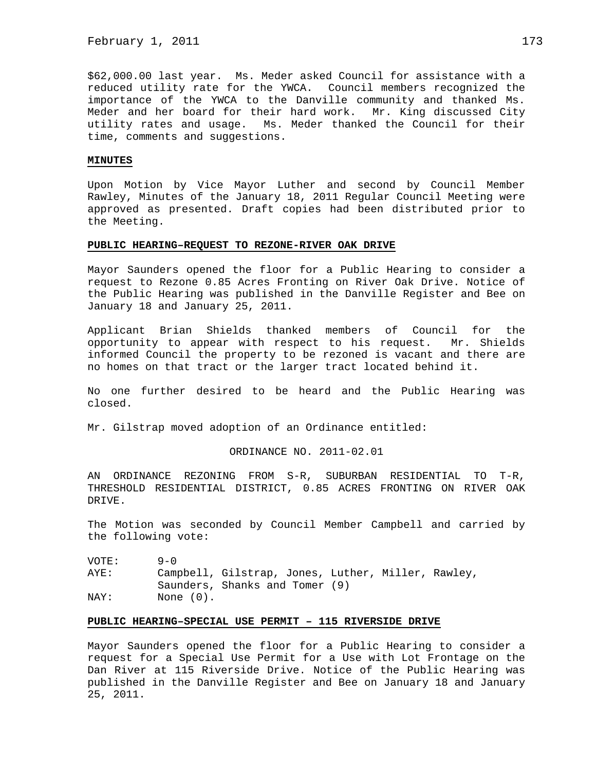$62,000.00 last year. Ms. Meder asked Council for assistance with a reduced utility rate for the YWCA. Council members recognized the importance of the YWCA to the Danville community and thanked Ms. Meder and her board for their hard work. Mr. King discussed City utility rates and usage. Ms. Meder thanked the Council for their time, comments and suggestions.

**MINUTES**

Upon Motion by Vice Mayor Luther and second by Council Member Rawley, Minutes of the January 18, 2011 Regular Council Meeting were approved as presented. Draft copies had been distributed prior to the Meeting.

**PUBLIC HEARING–REQUEST TO REZONE-RIVER OAK DRIVE**

Mayor Saunders opened the floor for a Public Hearing to consider a request to Rezone 0.85 Acres Fronting on River Oak Drive. Notice of the Public Hearing was published in the Danville Register and Bee on January 18 and January 25, 2011.

Applicant Brian Shields thanked members of Council for the opportunity to appear with respect to his request. Mr. Shields informed Council the property to be rezoned is vacant and there are no homes on that tract or the larger tract located behind it.

No one further desired to be heard and the Public Hearing was closed.

Mr. Gilstrap moved adoption of an Ordinance entitled:

ORDINANCE NO. 2011-02.01

AN ORDINANCE REZONING FROM S-R, SUBURBAN RESIDENTIAL TO T-R, THRESHOLD RESIDENTIAL DISTRICT, 0.85 ACRES FRONTING ON RIVER OAK DRIVE.

The Motion was seconded by Council Member Campbell and carried by the following vote:

VOTE: 9-0
AYE: Campbell, Gilstrap, Jones, Luther, Miller, Rawley, Saunders, Shanks and Tomer (9)
NAY: None (0).

**PUBLIC HEARING–SPECIAL USE PERMIT – 115 RIVERSIDE DRIVE**

Mayor Saunders opened the floor for a Public Hearing to consider a request for a Special Use Permit for a Use with Lot Frontage on the Dan River at 115 Riverside Drive. Notice of the Public Hearing was published in the Danville Register and Bee on January 18 and January 25, 2011.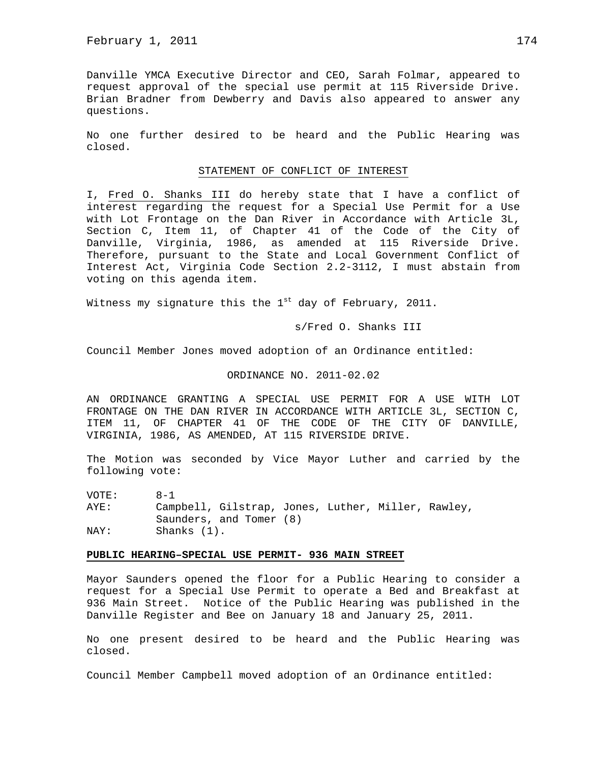Danville YMCA Executive Director and CEO, Sarah Folmar, appeared to request approval of the special use permit at 115 Riverside Drive. Brian Bradner from Dewberry and Davis also appeared to answer any questions.

No one further desired to be heard and the Public Hearing was closed.

STATEMENT OF CONFLICT OF INTEREST

I, Fred O. Shanks III do hereby state that I have a conflict of interest regarding the request for a Special Use Permit for a Use with Lot Frontage on the Dan River in Accordance with Article 3L, Section C, Item 11, of Chapter 41 of the Code of the City of Danville, Virginia, 1986, as amended at 115 Riverside Drive. Therefore, pursuant to the State and Local Government Conflict of Interest Act, Virginia Code Section 2.2-3112, I must abstain from voting on this agenda item.

Witness my signature this the 1st day of February, 2011.

s/Fred O. Shanks III

Council Member Jones moved adoption of an Ordinance entitled:

ORDINANCE NO. 2011-02.02

AN ORDINANCE GRANTING A SPECIAL USE PERMIT FOR A USE WITH LOT FRONTAGE ON THE DAN RIVER IN ACCORDANCE WITH ARTICLE 3L, SECTION C, ITEM 11, OF CHAPTER 41 OF THE CODE OF THE CITY OF DANVILLE, VIRGINIA, 1986, AS AMENDED, AT 115 RIVERSIDE DRIVE.

The Motion was seconded by Vice Mayor Luther and carried by the following vote:

VOTE: 8-1
AYE: Campbell, Gilstrap, Jones, Luther, Miller, Rawley, Saunders, and Tomer (8)
NAY: Shanks (1).

**PUBLIC HEARING–SPECIAL USE PERMIT- 936 MAIN STREET**

Mayor Saunders opened the floor for a Public Hearing to consider a request for a Special Use Permit to operate a Bed and Breakfast at 936 Main Street. Notice of the Public Hearing was published in the Danville Register and Bee on January 18 and January 25, 2011.

No one present desired to be heard and the Public Hearing was closed.

Council Member Campbell moved adoption of an Ordinance entitled: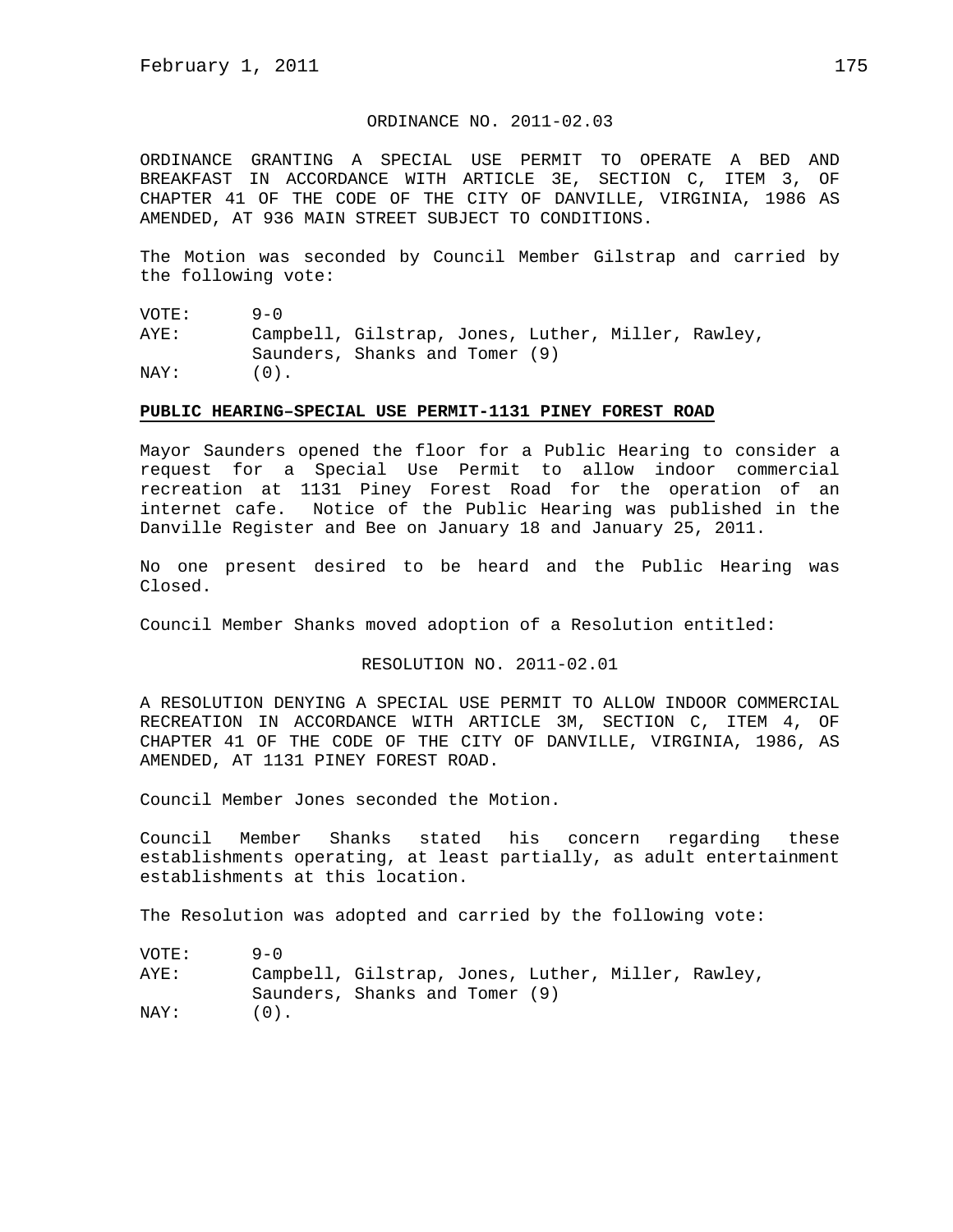ORDINANCE NO. 2011-02.03

ORDINANCE GRANTING A SPECIAL USE PERMIT TO OPERATE A BED AND BREAKFAST IN ACCORDANCE WITH ARTICLE 3E, SECTION C, ITEM 3, OF CHAPTER 41 OF THE CODE OF THE CITY OF DANVILLE, VIRGINIA, 1986 AS AMENDED, AT 936 MAIN STREET SUBJECT TO CONDITIONS.

The Motion was seconded by Council Member Gilstrap and carried by the following vote:

VOTE: 9-0
AYE: Campbell, Gilstrap, Jones, Luther, Miller, Rawley, Saunders, Shanks and Tomer (9)
NAY: (0).

**PUBLIC HEARING–SPECIAL USE PERMIT-1131 PINEY FOREST ROAD**

Mayor Saunders opened the floor for a Public Hearing to consider a request for a Special Use Permit to allow indoor commercial recreation at 1131 Piney Forest Road for the operation of an internet cafe. Notice of the Public Hearing was published in the Danville Register and Bee on January 18 and January 25, 2011.

No one present desired to be heard and the Public Hearing was Closed.

Council Member Shanks moved adoption of a Resolution entitled:

RESOLUTION NO. 2011-02.01

A RESOLUTION DENYING A SPECIAL USE PERMIT TO ALLOW INDOOR COMMERCIAL RECREATION IN ACCORDANCE WITH ARTICLE 3M, SECTION C, ITEM 4, OF CHAPTER 41 OF THE CODE OF THE CITY OF DANVILLE, VIRGINIA, 1986, AS AMENDED, AT 1131 PINEY FOREST ROAD.

Council Member Jones seconded the Motion.

Council Member Shanks stated his concern regarding these establishments operating, at least partially, as adult entertainment establishments at this location.

The Resolution was adopted and carried by the following vote:

VOTE: 9-0
AYE: Campbell, Gilstrap, Jones, Luther, Miller, Rawley, Saunders, Shanks and Tomer (9)
NAY: (0).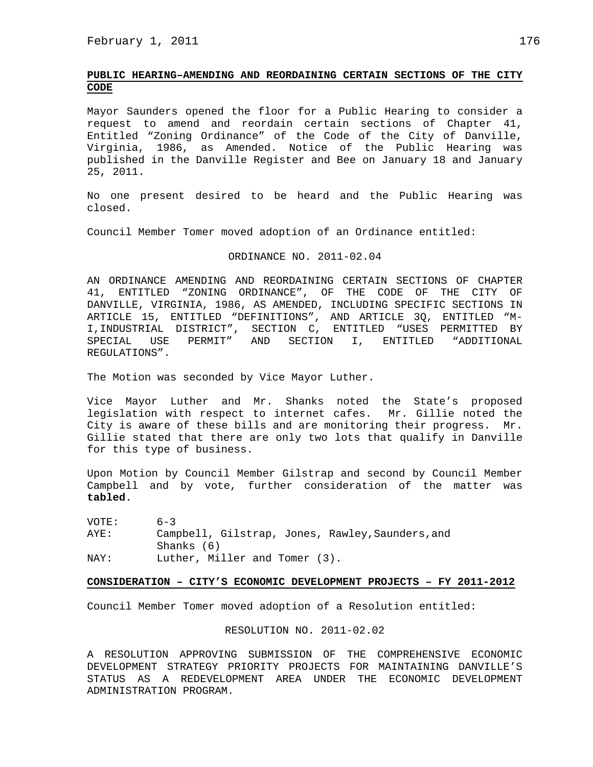**PUBLIC HEARING–AMENDING AND REORDAINING CERTAIN SECTIONS OF THE CITY CODE**

Mayor Saunders opened the floor for a Public Hearing to consider a request to amend and reordain certain sections of Chapter 41, Entitled "Zoning Ordinance" of the Code of the City of Danville, Virginia, 1986, as Amended. Notice of the Public Hearing was published in the Danville Register and Bee on January 18 and January 25, 2011.

No one present desired to be heard and the Public Hearing was closed.

Council Member Tomer moved adoption of an Ordinance entitled:

ORDINANCE NO. 2011-02.04

AN ORDINANCE AMENDING AND REORDAINING CERTAIN SECTIONS OF CHAPTER 41, ENTITLED "ZONING ORDINANCE", OF THE CODE OF THE CITY OF DANVILLE, VIRGINIA, 1986, AS AMENDED, INCLUDING SPECIFIC SECTIONS IN ARTICLE 15, ENTITLED "DEFINITIONS", AND ARTICLE 3Q, ENTITLED "M-I,INDUSTRIAL DISTRICT", SECTION C, ENTITLED "USES PERMITTED BY SPECIAL USE PERMIT" AND SECTION I, ENTITLED "ADDITIONAL REGULATIONS".

The Motion was seconded by Vice Mayor Luther.

Vice Mayor Luther and Mr. Shanks noted the State's proposed legislation with respect to internet cafes. Mr. Gillie noted the City is aware of these bills and are monitoring their progress. Mr. Gillie stated that there are only two lots that qualify in Danville for this type of business.

Upon Motion by Council Member Gilstrap and second by Council Member Campbell and by vote, further consideration of the matter was **tabled**.

VOTE: 6-3
AYE: Campbell, Gilstrap, Jones, Rawley, Saunders, and Shanks (6)
NAY: Luther, Miller and Tomer (3).

**CONSIDERATION – CITY'S ECONOMIC DEVELOPMENT PROJECTS – FY 2011-2012**

Council Member Tomer moved adoption of a Resolution entitled:

RESOLUTION NO. 2011-02.02

A RESOLUTION APPROVING SUBMISSION OF THE COMPREHENSIVE ECONOMIC DEVELOPMENT STRATEGY PRIORITY PROJECTS FOR MAINTAINING DANVILLE'S STATUS AS A REDEVELOPMENT AREA UNDER THE ECONOMIC DEVELOPMENT ADMINISTRATION PROGRAM.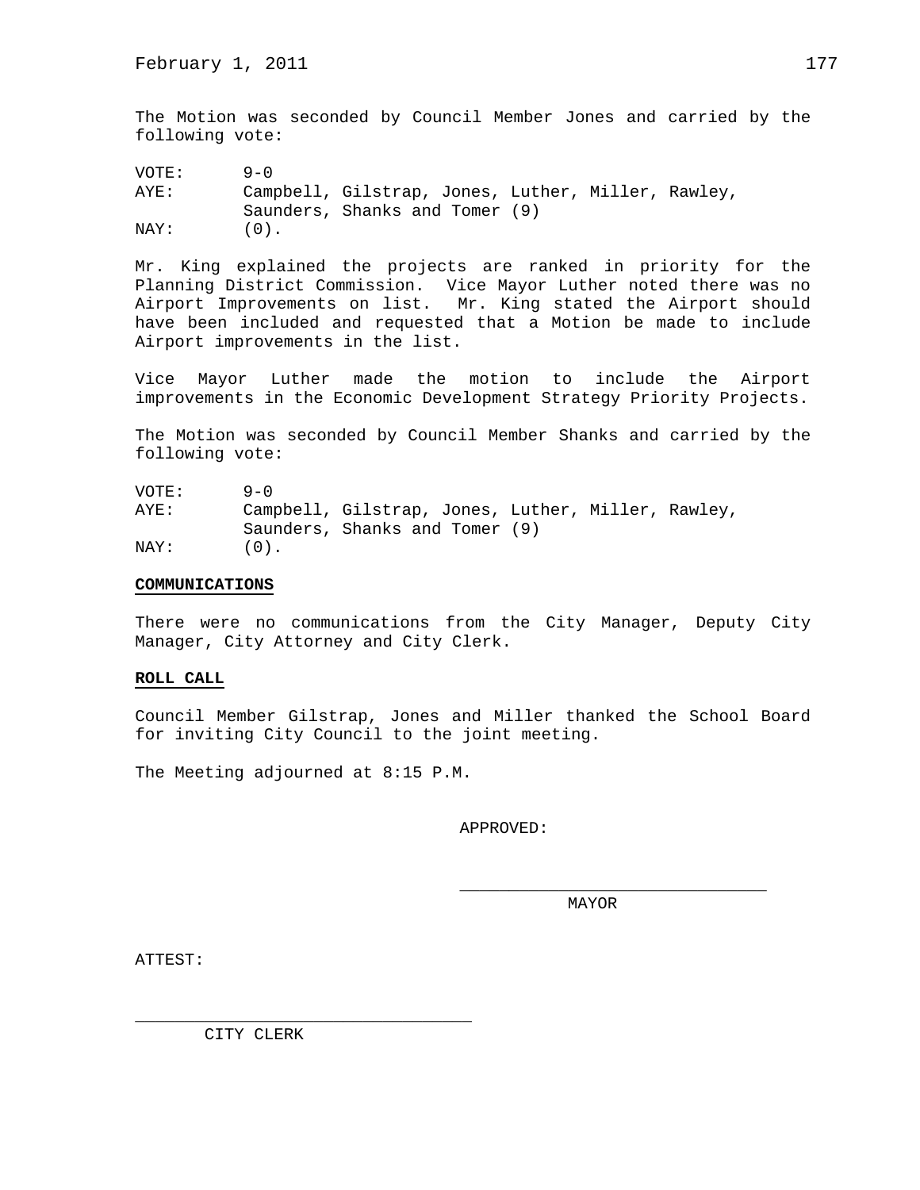The Motion was seconded by Council Member Jones and carried by the following vote:

| | |
|---|---|
| VOTE: | 9-0 |
| AYE: | Campbell, Gilstrap, Jones, Luther, Miller, Rawley, Saunders, Shanks and Tomer (9) |
| NAY: | (0). |

Mr. King explained the projects are ranked in priority for the Planning District Commission. Vice Mayor Luther noted there was no Airport Improvements on list. Mr. King stated the Airport should have been included and requested that a Motion be made to include Airport improvements in the list.

Vice Mayor Luther made the motion to include the Airport improvements in the Economic Development Strategy Priority Projects.

The Motion was seconded by Council Member Shanks and carried by the following vote:

| | |
|---|---|
| VOTE: | 9-0 |
| AYE: | Campbell, Gilstrap, Jones, Luther, Miller, Rawley, Saunders, Shanks and Tomer (9) |
| NAY: | (0). |

**COMMUNICATIONS**

There were no communications from the City Manager, Deputy City Manager, City Attorney and City Clerk.

**ROLL CALL**

Council Member Gilstrap, Jones and Miller thanked the School Board for inviting City Council to the joint meeting.

The Meeting adjourned at 8:15 P.M.

APPROVED:

______________________________
MAYOR

ATTEST:

______________________________
CITY CLERK